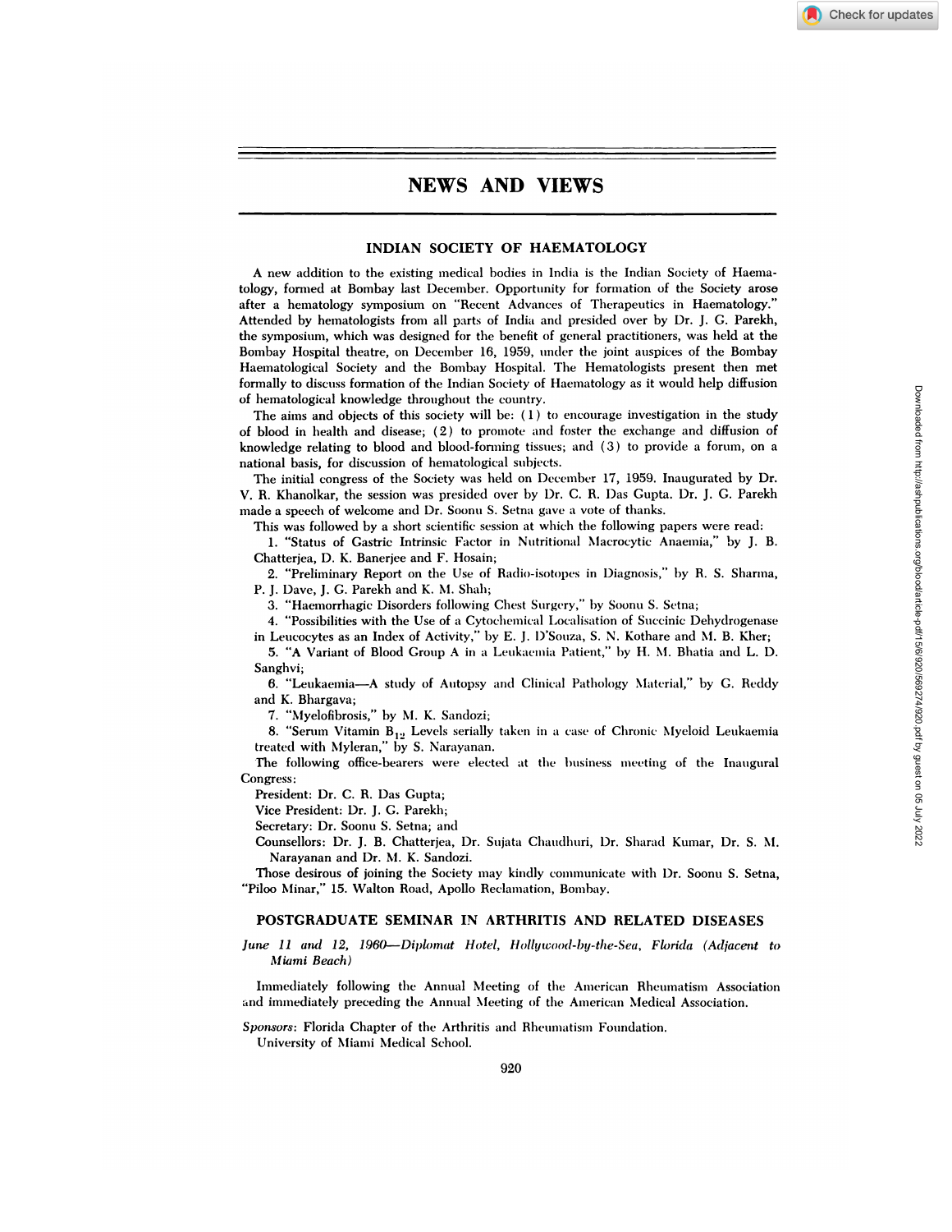# NEWS AND VIEWS

## INDIAN SOCIETY OF HAEMATOLOGY

A new addition to the existing medical bodies in India is the Indian Society of Haematology, formed at Bombay last December. Opportunity for formation of the Society arose after a hematology symposium on "Recent Advances of Therapeutics in Haematology." Attended by hematologists from all parts of India and presided over by Dr. J. G. Parekh, the symposium, which was designed for the benefit of general practitioners, was held at the Bombay Hospital theatre, on December 16, 1959, under the joint auspices of the Bombay Haematological Society and the Bombay Hospital. The Hematologists present then met formally to discuss formation of the Indian Society of Haematology as it would help diffusion of hematological knowledge throughout the country.

The aims and objects of this society will be: (1) to encourage investigation in the study of blood in health and disease; (2) to promote and foster the exchange and diffusion of knowledge relating to blood and blood-forming tissues; and (3) to provide a forum, on a national basis, for discussion of hematological subjects.

The initial congress of the Society was held on December 17, 1959. Inaugurated by Dr. V. R. Khanolkar, the session was presided over by Dr. C. R. Das Gupta. Dr. J. G. Parekh made a speech of welcome and Dr. Soonu S. Setna gave a vote of thanks.

This was followed by a short scientific session at which the following papers were read:

1. "Status of Gastric Intrinsic Factor in Nutritional Macrocytic Anaemia," by J. B. Chatterjea, D. K. Banerjee and F. Hosain;
2. "Preliminary Report on the Use of Radio-isotopes in Diagnosis," by R. S. Sharma, P. J. Dave, J. G. Parekh and K. M. Shah;
3. "Haemorrhagic Disorders following Chest Surgery," by Soonu S. Setna;
4. "Possibilities with the Use of a Cytochemical Localisation of Succinic Dehydrogenase in Leucocytes as an Index of Activity," by E. J. D'Souza, S. N. Kothare and M. B. Kher;
5. "A Variant of Blood Group A in a Leukaemia Patient," by H. M. Bhatia and L. D. Sanghvi;
6. "Leukaemia—A study of Autopsy and Clinical Pathology Material," by G. Reddy and K. Bhargava;
7. "Myelofibrosis," by M. K. Sandozi;
8. "Serum Vitamin $B_{12}$ Levels serially taken in a case of Chronic Myeloid Leukaemia treated with Myleran," by S. Narayanan.

The following office-bearers were elected at the business meeting of the Inaugural Congress:

President: Dr. C. R. Das Gupta;

Vice President: Dr. J. G. Parekh;

Secretary: Dr. Soonu S. Setna; and

Counsellors: Dr. J. B. Chatterjea, Dr. Sujata Chaudhuri, Dr. Sharad Kumar, Dr. S. M. Narayanan and Dr. M. K. Sandozi.

Those desirous of joining the Society may kindly communicate with Dr. Soonu S. Setna, "Piloo Minar," 15. Walton Road, Apollo Reclamation, Bombay.

## POSTGRADUATE SEMINAR IN ARTHRITIS AND RELATED DISEASES

*June 11 and 12, 1960—Diplomat Hotel, Hollywood-by-the-Sea, Florida (Adjacent to Miami Beach)*

Immediately following the Annual Meeting of the American Rheumatism Association and immediately preceding the Annual Meeting of the American Medical Association.

*Sponsors*: Florida Chapter of the Arthritis and Rheumatism Foundation.
University of Miami Medical School.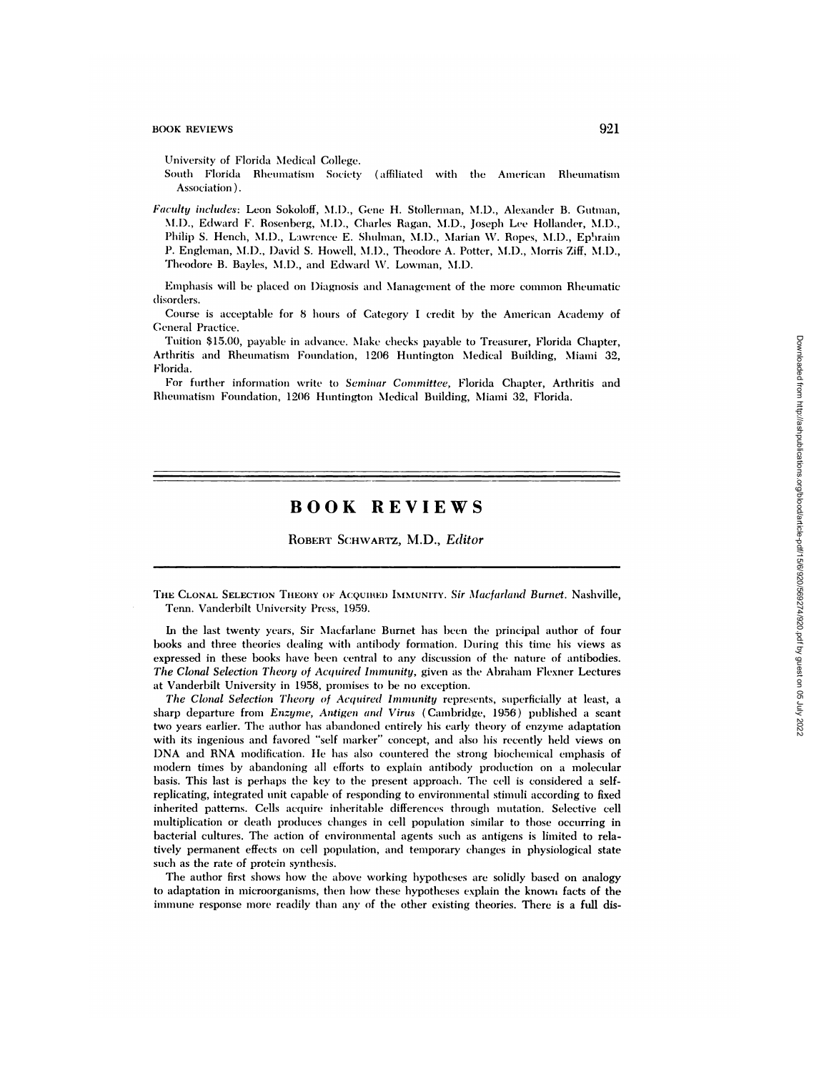University of Florida Medical College.

South Florida Rheumatism Society (affiliated with the American Rheumatism Association).

*Faculty includes*: Leon Sokoloff, M.D., Gene H. Stollerman, M.D., Alexander B. Gutman, M.D., Edward F. Rosenberg, M.D., Charles Ragan, M.D., Joseph Lee Hollander, M.D., Philip S. Hench, M.D., Lawrence E. Shulman, M.D., Marian W. Ropes, M.D., Ephraim P. Engleman, M.D., David S. Howell, M.D., Theodore A. Potter, M.D., Morris Ziff, M.D., Theodore B. Bayles, M.D., and Edward W. Lowman, M.D.

Emphasis will be placed on Diagnosis and Management of the more common Rheumatic disorders.

Course is acceptable for 8 hours of Category I credit by the American Academy of General Practice.

Tuition $15.00, payable in advance. Make checks payable to Treasurer, Florida Chapter, Arthritis and Rheumatism Foundation, 1206 Huntington Medical Building, Miami 32, Florida.

For further information write to *Seminar Committee*, Florida Chapter, Arthritis and Rheumatism Foundation, 1206 Huntington Medical Building, Miami 32, Florida.

# BOOK REVIEWS

ROBERT SCHWARTZ, M.D., *Editor*

THE CLONAL SELECTION THEORY OF ACQUIRED IMMUNITY. *Sir Macfarland Burnet.* Nashville, Tenn. Vanderbilt University Press, 1959.

In the last twenty years, Sir Macfarlane Burnet has been the principal author of four books and three theories dealing with antibody formation. During this time his views as expressed in these books have been central to any discussion of the nature of antibodies. *The Clonal Selection Theory of Acquired Immunity*, given as the Abraham Flexner Lectures at Vanderbilt University in 1958, promises to be no exception.

*The Clonal Selection Theory of Acquired Immunity* represents, superficially at least, a sharp departure from *Enzyme, Antigen and Virus* (Cambridge, 1956) published a scant two years earlier. The author has abandoned entirely his early theory of enzyme adaptation with its ingenious and favored "self marker" concept, and also his recently held views on DNA and RNA modification. He has also countered the strong biochemical emphasis of modern times by abandoning all efforts to explain antibody production on a molecular basis. This last is perhaps the key to the present approach. The cell is considered a self-replicating, integrated unit capable of responding to environmental stimuli according to fixed inherited patterns. Cells acquire inheritable differences through mutation. Selective cell multiplication or death produces changes in cell population similar to those occurring in bacterial cultures. The action of environmental agents such as antigens is limited to relatively permanent effects on cell population, and temporary changes in physiological state such as the rate of protein synthesis.

The author first shows how the above working hypotheses are solidly based on analogy to adaptation in microorganisms, then how these hypotheses explain the known facts of the immune response more readily than any of the other existing theories. There is a full dis-